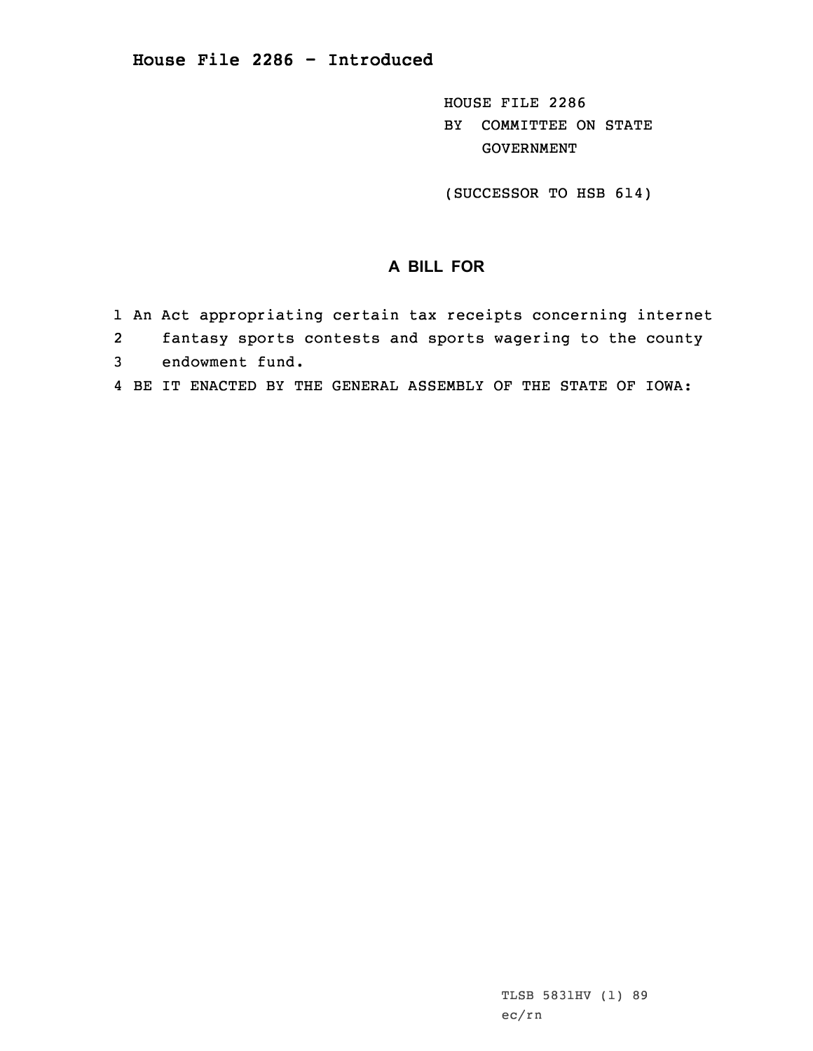# House File 2286 - Introduced

HOUSE FILE 2286
BY COMMITTEE ON STATE GOVERNMENT

(SUCCESSOR TO HSB 614)

## A BILL FOR

1 An Act appropriating certain tax receipts concerning internet
2 fantasy sports contests and sports wagering to the county
3 endowment fund.
4 BE IT ENACTED BY THE GENERAL ASSEMBLY OF THE STATE OF IOWA:

TLSB 5831HV (1) 89
ec/rn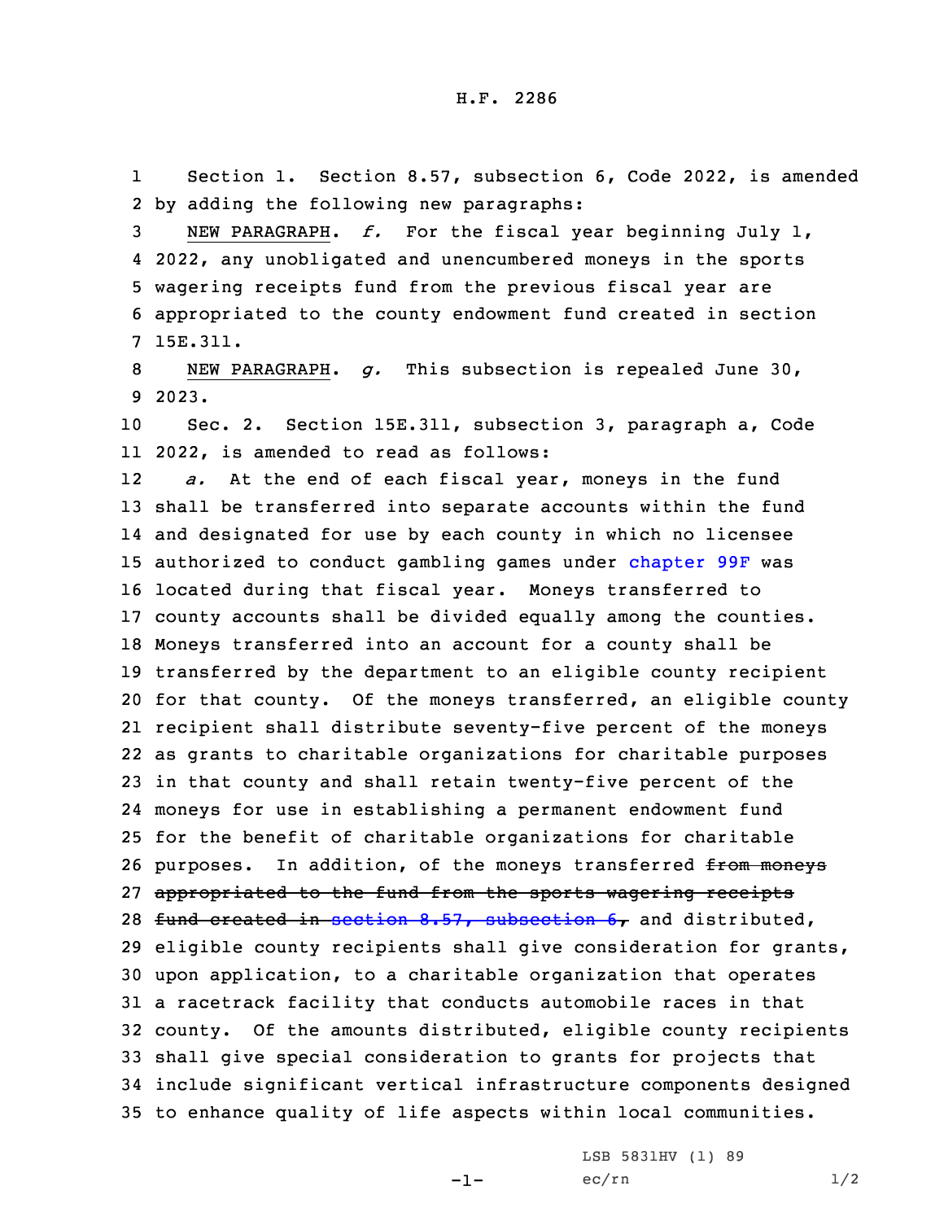H.F. 2286

Section 1. Section 8.57, subsection 6, Code 2022, is amended by adding the following new paragraphs:

NEW PARAGRAPH. *f.* For the fiscal year beginning July 1, 2022, any unobligated and unencumbered moneys in the sports wagering receipts fund from the previous fiscal year are appropriated to the county endowment fund created in section 15E.311.

NEW PARAGRAPH. *g.* This subsection is repealed June 30, 2023.

Sec. 2. Section 15E.311, subsection 3, paragraph a, Code 2022, is amended to read as follows:

*a.* At the end of each fiscal year, moneys in the fund shall be transferred into separate accounts within the fund and designated for use by each county in which no licensee authorized to conduct gambling games under chapter 99F was located during that fiscal year. Moneys transferred to county accounts shall be divided equally among the counties. Moneys transferred into an account for a county shall be transferred by the department to an eligible county recipient for that county. Of the moneys transferred, an eligible county recipient shall distribute seventy-five percent of the moneys as grants to charitable organizations for charitable purposes in that county and shall retain twenty-five percent of the moneys for use in establishing a permanent endowment fund for the benefit of charitable organizations for charitable purposes. In addition, of the moneys transferred ~~from moneys appropriated to the fund from the sports wagering receipts fund created in section 8.57, subsection 6,~~ and distributed, eligible county recipients shall give consideration for grants, upon application, to a charitable organization that operates a racetrack facility that conducts automobile races in that county. Of the amounts distributed, eligible county recipients shall give special consideration to grants for projects that include significant vertical infrastructure components designed to enhance quality of life aspects within local communities.

LSB 5831HV (1) 89
ec/rn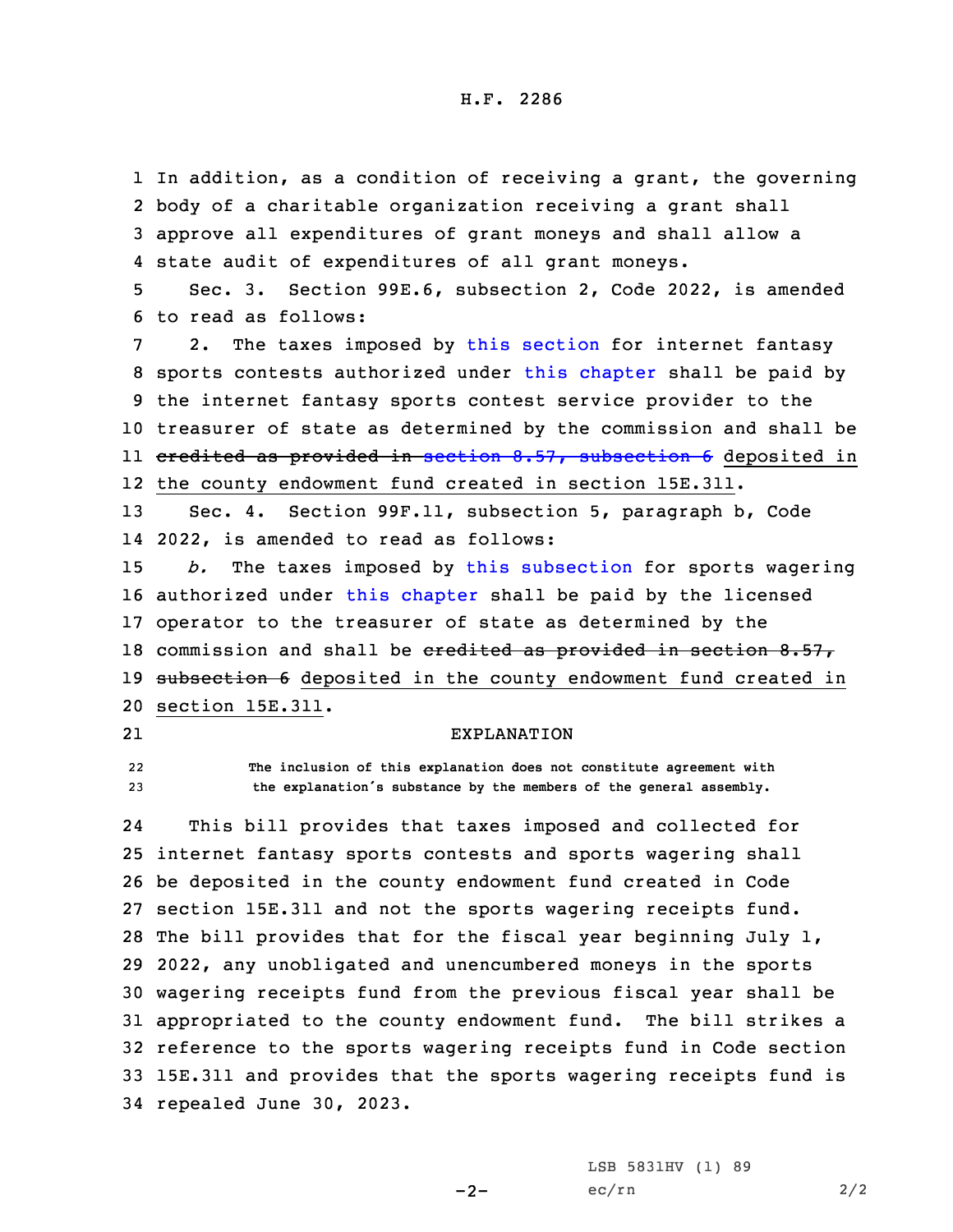In addition, as a condition of receiving a grant, the governing body of a charitable organization receiving a grant shall approve all expenditures of grant moneys and shall allow a state audit of expenditures of all grant moneys.

Sec. 3. Section 99E.6, subsection 2, Code 2022, is amended to read as follows:

2. The taxes imposed by this section for internet fantasy sports contests authorized under this chapter shall be paid by the internet fantasy sports contest service provider to the treasurer of state as determined by the commission and shall be ~~credited as provided in section 8.57, subsection 6~~ deposited in the county endowment fund created in section 15E.311.

Sec. 4. Section 99F.11, subsection 5, paragraph b, Code 2022, is amended to read as follows:

*b.* The taxes imposed by this subsection for sports wagering authorized under this chapter shall be paid by the licensed operator to the treasurer of state as determined by the commission and shall be ~~credited as provided in section 8.57, subsection 6~~ deposited in the county endowment fund created in section 15E.311.

EXPLANATION

The inclusion of this explanation does not constitute agreement with the explanation's substance by the members of the general assembly.

This bill provides that taxes imposed and collected for internet fantasy sports contests and sports wagering shall be deposited in the county endowment fund created in Code section 15E.311 and not the sports wagering receipts fund. The bill provides that for the fiscal year beginning July 1, 2022, any unobligated and unencumbered moneys in the sports wagering receipts fund from the previous fiscal year shall be appropriated to the county endowment fund. The bill strikes a reference to the sports wagering receipts fund in Code section 15E.311 and provides that the sports wagering receipts fund is repealed June 30, 2023.